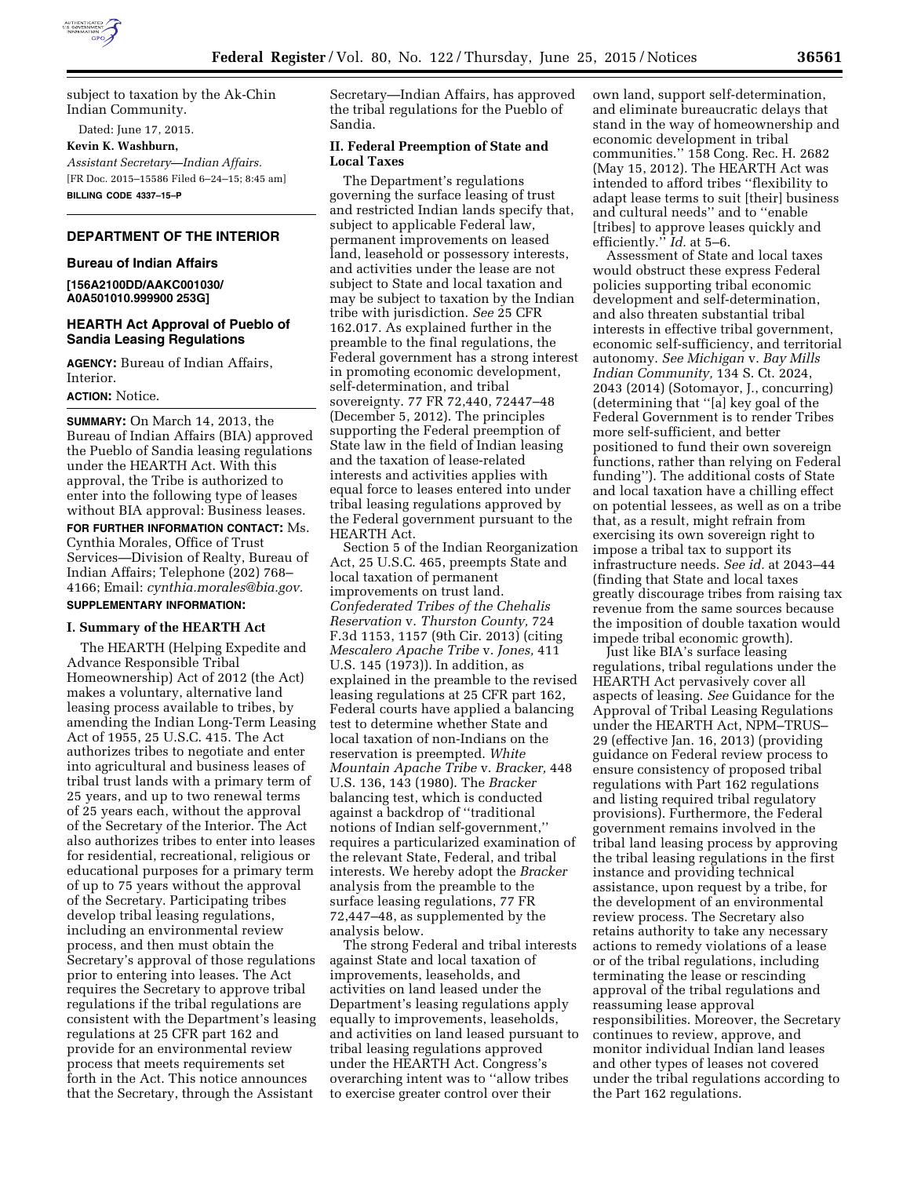subject to taxation by the Ak-Chin Indian Community.

Dated: June 17, 2015.

**Kevin K. Washburn,**

*Assistant Secretary—Indian Affairs.*

[FR Doc. 2015–15586 Filed 6–24–15; 8:45 am]

**BILLING CODE 4337–15–P**

## DEPARTMENT OF THE INTERIOR

### Bureau of Indian Affairs

**[156A2100DD/AAKC001030/ A0A501010.999900 253G]**

### HEARTH Act Approval of Pueblo of Sandia Leasing Regulations

**AGENCY:** Bureau of Indian Affairs, Interior.

**ACTION:** Notice.

**SUMMARY:** On March 14, 2013, the Bureau of Indian Affairs (BIA) approved the Pueblo of Sandia leasing regulations under the HEARTH Act. With this approval, the Tribe is authorized to enter into the following type of leases without BIA approval: Business leases.

**FOR FURTHER INFORMATION CONTACT:** Ms. Cynthia Morales, Office of Trust Services—Division of Realty, Bureau of Indian Affairs; Telephone (202) 768–4166; Email: *cynthia.morales@bia.gov.*

**SUPPLEMENTARY INFORMATION:**

#### I. Summary of the HEARTH Act

The HEARTH (Helping Expedite and Advance Responsible Tribal Homeownership) Act of 2012 (the Act) makes a voluntary, alternative land leasing process available to tribes, by amending the Indian Long-Term Leasing Act of 1955, 25 U.S.C. 415. The Act authorizes tribes to negotiate and enter into agricultural and business leases of tribal trust lands with a primary term of 25 years, and up to two renewal terms of 25 years each, without the approval of the Secretary of the Interior. The Act also authorizes tribes to enter into leases for residential, recreational, religious or educational purposes for a primary term of up to 75 years without the approval of the Secretary. Participating tribes develop tribal leasing regulations, including an environmental review process, and then must obtain the Secretary's approval of those regulations prior to entering into leases. The Act requires the Secretary to approve tribal regulations if the tribal regulations are consistent with the Department's leasing regulations at 25 CFR part 162 and provide for an environmental review process that meets requirements set forth in the Act. This notice announces that the Secretary, through the Assistant Secretary—Indian Affairs, has approved the tribal regulations for the Pueblo of Sandia.

#### II. Federal Preemption of State and Local Taxes

The Department's regulations governing the surface leasing of trust and restricted Indian lands specify that, subject to applicable Federal law, permanent improvements on leased land, leasehold or possessory interests, and activities under the lease are not subject to State and local taxation and may be subject to taxation by the Indian tribe with jurisdiction. *See* 25 CFR 162.017. As explained further in the preamble to the final regulations, the Federal government has a strong interest in promoting economic development, self-determination, and tribal sovereignty. 77 FR 72,440, 72447–48 (December 5, 2012). The principles supporting the Federal preemption of State law in the field of Indian leasing and the taxation of lease-related interests and activities applies with equal force to leases entered into under tribal leasing regulations approved by the Federal government pursuant to the HEARTH Act.

Section 5 of the Indian Reorganization Act, 25 U.S.C. 465, preempts State and local taxation of permanent improvements on trust land. *Confederated Tribes of the Chehalis Reservation* v. *Thurston County,* 724 F.3d 1153, 1157 (9th Cir. 2013) (citing *Mescalero Apache Tribe* v. *Jones,* 411 U.S. 145 (1973)). In addition, as explained in the preamble to the revised leasing regulations at 25 CFR part 162, Federal courts have applied a balancing test to determine whether State and local taxation of non-Indians on the reservation is preempted. *White Mountain Apache Tribe* v. *Bracker,* 448 U.S. 136, 143 (1980). The *Bracker* balancing test, which is conducted against a backdrop of ''traditional notions of Indian self-government,'' requires a particularized examination of the relevant State, Federal, and tribal interests. We hereby adopt the *Bracker* analysis from the preamble to the surface leasing regulations, 77 FR 72,447–48, as supplemented by the analysis below.

The strong Federal and tribal interests against State and local taxation of improvements, leaseholds, and activities on land leased under the Department's leasing regulations apply equally to improvements, leaseholds, and activities on land leased pursuant to tribal leasing regulations approved under the HEARTH Act. Congress's overarching intent was to ''allow tribes to exercise greater control over their own land, support self-determination, and eliminate bureaucratic delays that stand in the way of homeownership and economic development in tribal communities.'' 158 Cong. Rec. H. 2682 (May 15, 2012). The HEARTH Act was intended to afford tribes ''flexibility to adapt lease terms to suit [their] business and cultural needs'' and to ''enable [tribes] to approve leases quickly and efficiently.'' *Id.* at 5–6.

Assessment of State and local taxes would obstruct these express Federal policies supporting tribal economic development and self-determination, and also threaten substantial tribal interests in effective tribal government, economic self-sufficiency, and territorial autonomy. *See Michigan* v. *Bay Mills Indian Community,* 134 S. Ct. 2024, 2043 (2014) (Sotomayor, J., concurring) (determining that ''[a] key goal of the Federal Government is to render Tribes more self-sufficient, and better positioned to fund their own sovereign functions, rather than relying on Federal funding''). The additional costs of State and local taxation have a chilling effect on potential lessees, as well as on a tribe that, as a result, might refrain from exercising its own sovereign right to impose a tribal tax to support its infrastructure needs. *See id.* at 2043–44 (finding that State and local taxes greatly discourage tribes from raising tax revenue from the same sources because the imposition of double taxation would impede tribal economic growth).

Just like BIA's surface leasing regulations, tribal regulations under the HEARTH Act pervasively cover all aspects of leasing. *See* Guidance for the Approval of Tribal Leasing Regulations under the HEARTH Act, NPM–TRUS–29 (effective Jan. 16, 2013) (providing guidance on Federal review process to ensure consistency of proposed tribal regulations with Part 162 regulations and listing required tribal regulatory provisions). Furthermore, the Federal government remains involved in the tribal land leasing process by approving the tribal leasing regulations in the first instance and providing technical assistance, upon request by a tribe, for the development of an environmental review process. The Secretary also retains authority to take any necessary actions to remedy violations of a lease or of the tribal regulations, including terminating the lease or rescinding approval of the tribal regulations and reassuming lease approval responsibilities. Moreover, the Secretary continues to review, approve, and monitor individual Indian land leases and other types of leases not covered under the tribal regulations according to the Part 162 regulations.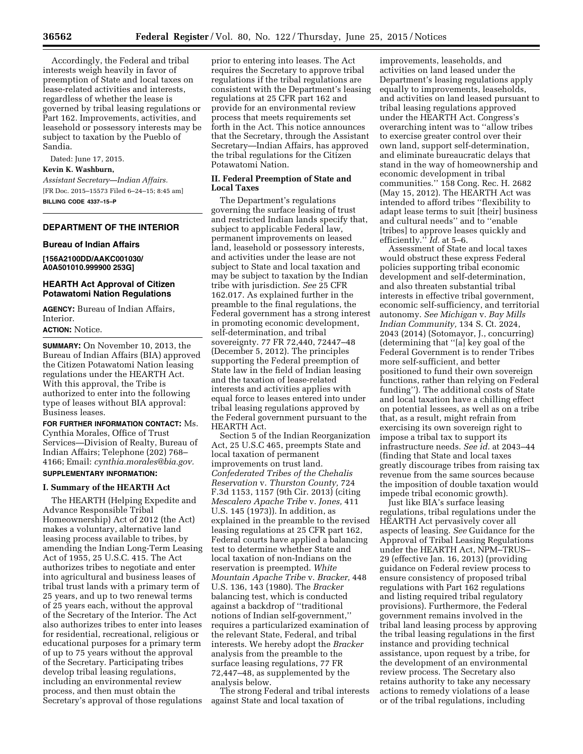Accordingly, the Federal and tribal interests weigh heavily in favor of preemption of State and local taxes on lease-related activities and interests, regardless of whether the lease is governed by tribal leasing regulations or Part 162. Improvements, activities, and leasehold or possessory interests may be subject to taxation by the Pueblo of Sandia.

Dated: June 17, 2015.

**Kevin K. Washburn,**

*Assistant Secretary—Indian Affairs.*

[FR Doc. 2015–15573 Filed 6–24–15; 8:45 am]

**BILLING CODE 4337–15–P**

## DEPARTMENT OF THE INTERIOR

### Bureau of Indian Affairs

**[156A2100DD/AAKC001030/A0A501010.999900 253G]**

### HEARTH Act Approval of Citizen Potawatomi Nation Regulations

**AGENCY:** Bureau of Indian Affairs, Interior.

**ACTION:** Notice.

**SUMMARY:** On November 10, 2013, the Bureau of Indian Affairs (BIA) approved the Citizen Potawatomi Nation leasing regulations under the HEARTH Act. With this approval, the Tribe is authorized to enter into the following type of leases without BIA approval: Business leases.

**FOR FURTHER INFORMATION CONTACT:** Ms. Cynthia Morales, Office of Trust Services—Division of Realty, Bureau of Indian Affairs; Telephone (202) 768–4166; Email: *cynthia.morales@bia.gov.*

**SUPPLEMENTARY INFORMATION:**

#### I. Summary of the HEARTH Act

The HEARTH (Helping Expedite and Advance Responsible Tribal Homeownership) Act of 2012 (the Act) makes a voluntary, alternative land leasing process available to tribes, by amending the Indian Long-Term Leasing Act of 1955, 25 U.S.C. 415. The Act authorizes tribes to negotiate and enter into agricultural and business leases of tribal trust lands with a primary term of 25 years, and up to two renewal terms of 25 years each, without the approval of the Secretary of the Interior. The Act also authorizes tribes to enter into leases for residential, recreational, religious or educational purposes for a primary term of up to 75 years without the approval of the Secretary. Participating tribes develop tribal leasing regulations, including an environmental review process, and then must obtain the Secretary's approval of those regulations prior to entering into leases. The Act requires the Secretary to approve tribal regulations if the tribal regulations are consistent with the Department's leasing regulations at 25 CFR part 162 and provide for an environmental review process that meets requirements set forth in the Act. This notice announces that the Secretary, through the Assistant Secretary—Indian Affairs, has approved the tribal regulations for the Citizen Potawatomi Nation.

#### II. Federal Preemption of State and Local Taxes

The Department's regulations governing the surface leasing of trust and restricted Indian lands specify that, subject to applicable Federal law, permanent improvements on leased land, leasehold or possessory interests, and activities under the lease are not subject to State and local taxation and may be subject to taxation by the Indian tribe with jurisdiction. *See* 25 CFR 162.017. As explained further in the preamble to the final regulations, the Federal government has a strong interest in promoting economic development, self-determination, and tribal sovereignty. 77 FR 72,440, 72447–48 (December 5, 2012). The principles supporting the Federal preemption of State law in the field of Indian leasing and the taxation of lease-related interests and activities applies with equal force to leases entered into under tribal leasing regulations approved by the Federal government pursuant to the HEARTH Act.

Section 5 of the Indian Reorganization Act, 25 U.S.C 465, preempts State and local taxation of permanent improvements on trust land. *Confederated Tribes of the Chehalis Reservation* v. *Thurston County,* 724 F.3d 1153, 1157 (9th Cir. 2013) (citing *Mescalero Apache Tribe* v. *Jones,* 411 U.S. 145 (1973)). In addition, as explained in the preamble to the revised leasing regulations at 25 CFR part 162, Federal courts have applied a balancing test to determine whether State and local taxation of non-Indians on the reservation is preempted. *White Mountain Apache Tribe* v. *Bracker,* 448 U.S. 136, 143 (1980). The *Bracker* balancing test, which is conducted against a backdrop of ''traditional notions of Indian self-government,'' requires a particularized examination of the relevant State, Federal, and tribal interests. We hereby adopt the *Bracker* analysis from the preamble to the surface leasing regulations, 77 FR 72,447–48, as supplemented by the analysis below.

The strong Federal and tribal interests against State and local taxation of improvements, leaseholds, and activities on land leased under the Department's leasing regulations apply equally to improvements, leaseholds, and activities on land leased pursuant to tribal leasing regulations approved under the HEARTH Act. Congress's overarching intent was to ''allow tribes to exercise greater control over their own land, support self-determination, and eliminate bureaucratic delays that stand in the way of homeownership and economic development in tribal communities.'' 158 Cong. Rec. H. 2682 (May 15, 2012). The HEARTH Act was intended to afford tribes ''flexibility to adapt lease terms to suit [their] business and cultural needs'' and to ''enable [tribes] to approve leases quickly and efficiently.'' *Id.* at 5–6.

Assessment of State and local taxes would obstruct these express Federal policies supporting tribal economic development and self-determination, and also threaten substantial tribal interests in effective tribal government, economic self-sufficiency, and territorial autonomy. *See Michigan* v. *Bay Mills Indian Community,* 134 S. Ct. 2024, 2043 (2014) (Sotomayor, J., concurring) (determining that ''[a] key goal of the Federal Government is to render Tribes more self-sufficient, and better positioned to fund their own sovereign functions, rather than relying on Federal funding''). The additional costs of State and local taxation have a chilling effect on potential lessees, as well as on a tribe that, as a result, might refrain from exercising its own sovereign right to impose a tribal tax to support its infrastructure needs. *See id.* at 2043–44 (finding that State and local taxes greatly discourage tribes from raising tax revenue from the same sources because the imposition of double taxation would impede tribal economic growth).

Just like BIA's surface leasing regulations, tribal regulations under the HEARTH Act pervasively cover all aspects of leasing. *See* Guidance for the Approval of Tribal Leasing Regulations under the HEARTH Act, NPM–TRUS–29 (effective Jan. 16, 2013) (providing guidance on Federal review process to ensure consistency of proposed tribal regulations with Part 162 regulations and listing required tribal regulatory provisions). Furthermore, the Federal government remains involved in the tribal land leasing process by approving the tribal leasing regulations in the first instance and providing technical assistance, upon request by a tribe, for the development of an environmental review process. The Secretary also retains authority to take any necessary actions to remedy violations of a lease or of the tribal regulations, including